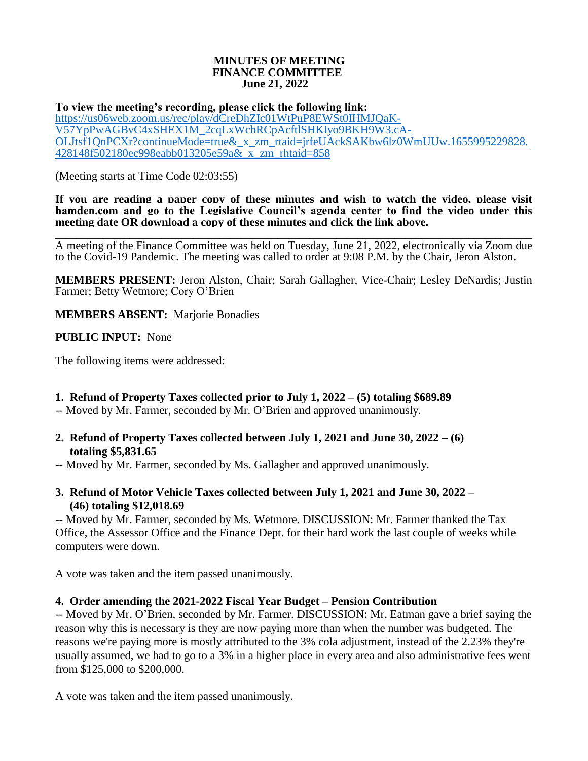**MINUTES OF MEETING**
**FINANCE COMMITTEE**
**June 21, 2022**

**To view the meeting's recording, please click the following link:**
https://us06web.zoom.us/rec/play/dCreDhZIc01WtPuP8EWSt0IHMJQaK-V57YpPwAGBvC4xSHEX1M_2cqLxWcbRCpAcftlSHKIyo9BKH9W3.cA-OLJtsf1QnPCXr?continueMode=true&_x_zm_rtaid=jrfeUAckSAKbw6lz0WmUUw.1655995229828.428148f502180ec998eabb013205e59a&_x_zm_rhtaid=858

(Meeting starts at Time Code 02:03:55)

**If you are reading a paper copy of these minutes and wish to watch the video, please visit hamden.com and go to the Legislative Council's agenda center to find the video under this meeting date OR download a copy of these minutes and click the link above.**

---

A meeting of the Finance Committee was held on Tuesday, June 21, 2022, electronically via Zoom due to the Covid-19 Pandemic. The meeting was called to order at 9:08 P.M. by the Chair, Jeron Alston.

**MEMBERS PRESENT:** Jeron Alston, Chair; Sarah Gallagher, Vice-Chair; Lesley DeNardis; Justin Farmer; Betty Wetmore; Cory O'Brien

**MEMBERS ABSENT:** Marjorie Bonadies

**PUBLIC INPUT:** None

The following items were addressed:

**1. Refund of Property Taxes collected prior to July 1, 2022 – (5) totaling $689.89**

-- Moved by Mr. Farmer, seconded by Mr. O'Brien and approved unanimously.

**2. Refund of Property Taxes collected between July 1, 2021 and June 30, 2022 – (6) totaling $5,831.65**

-- Moved by Mr. Farmer, seconded by Ms. Gallagher and approved unanimously.

**3. Refund of Motor Vehicle Taxes collected between July 1, 2021 and June 30, 2022 – (46) totaling $12,018.69**

-- Moved by Mr. Farmer, seconded by Ms. Wetmore. DISCUSSION: Mr. Farmer thanked the Tax Office, the Assessor Office and the Finance Dept. for their hard work the last couple of weeks while computers were down.

A vote was taken and the item passed unanimously.

**4. Order amending the 2021-2022 Fiscal Year Budget – Pension Contribution**

-- Moved by Mr. O'Brien, seconded by Mr. Farmer. DISCUSSION: Mr. Eatman gave a brief saying the reason why this is necessary is they are now paying more than when the number was budgeted. The reasons we're paying more is mostly attributed to the 3% cola adjustment, instead of the 2.23% they're usually assumed, we had to go to a 3% in a higher place in every area and also administrative fees went from $125,000 to $200,000.

A vote was taken and the item passed unanimously.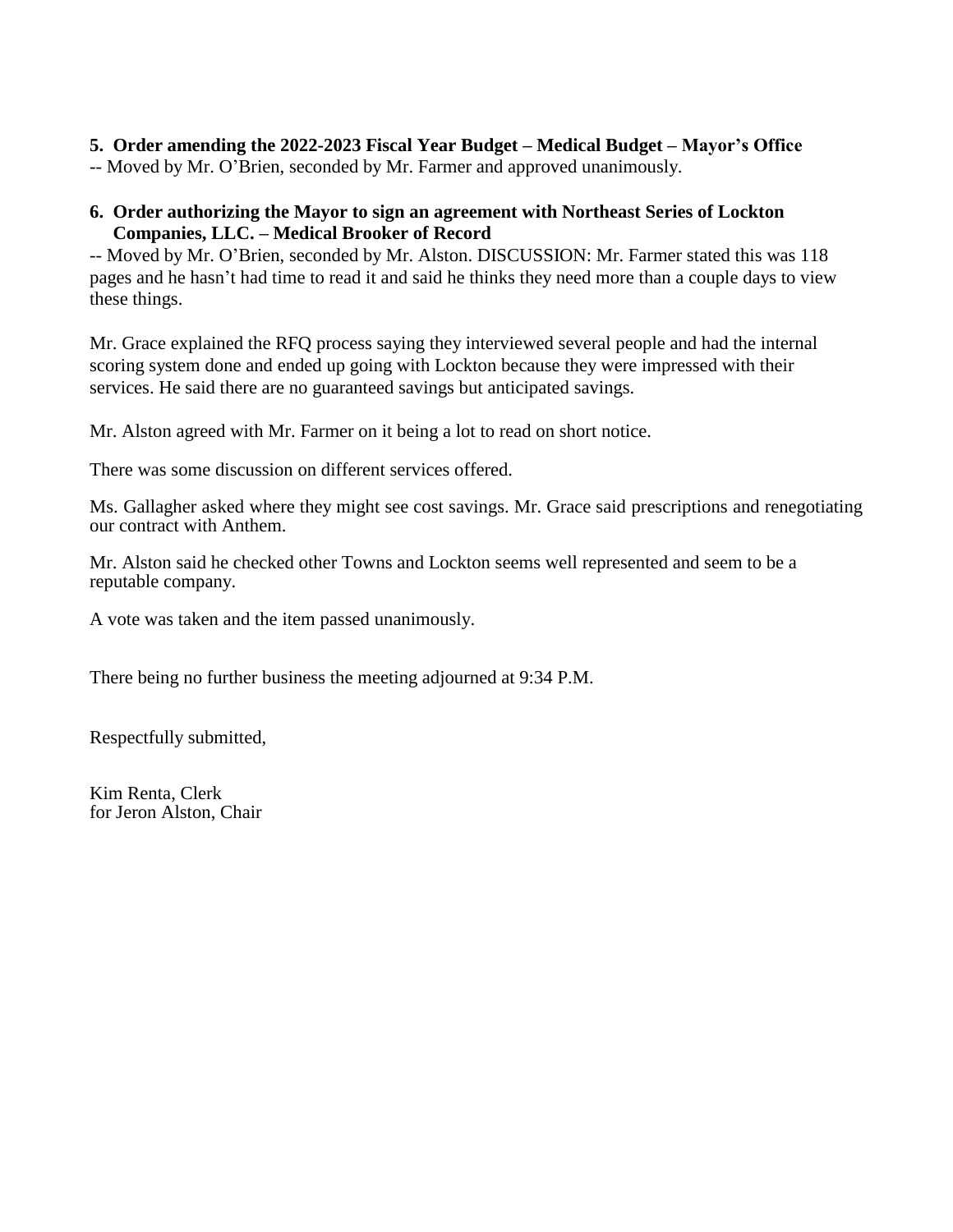**5. Order amending the 2022-2023 Fiscal Year Budget – Medical Budget – Mayor's Office**
-- Moved by Mr. O'Brien, seconded by Mr. Farmer and approved unanimously.

**6. Order authorizing the Mayor to sign an agreement with Northeast Series of Lockton Companies, LLC. – Medical Brooker of Record**
-- Moved by Mr. O'Brien, seconded by Mr. Alston. DISCUSSION: Mr. Farmer stated this was 118 pages and he hasn't had time to read it and said he thinks they need more than a couple days to view these things.

Mr. Grace explained the RFQ process saying they interviewed several people and had the internal scoring system done and ended up going with Lockton because they were impressed with their services. He said there are no guaranteed savings but anticipated savings.

Mr. Alston agreed with Mr. Farmer on it being a lot to read on short notice.

There was some discussion on different services offered.

Ms. Gallagher asked where they might see cost savings. Mr. Grace said prescriptions and renegotiating our contract with Anthem.

Mr. Alston said he checked other Towns and Lockton seems well represented and seem to be a reputable company.

A vote was taken and the item passed unanimously.

There being no further business the meeting adjourned at 9:34 P.M.

Respectfully submitted,

Kim Renta, Clerk
for Jeron Alston, Chair